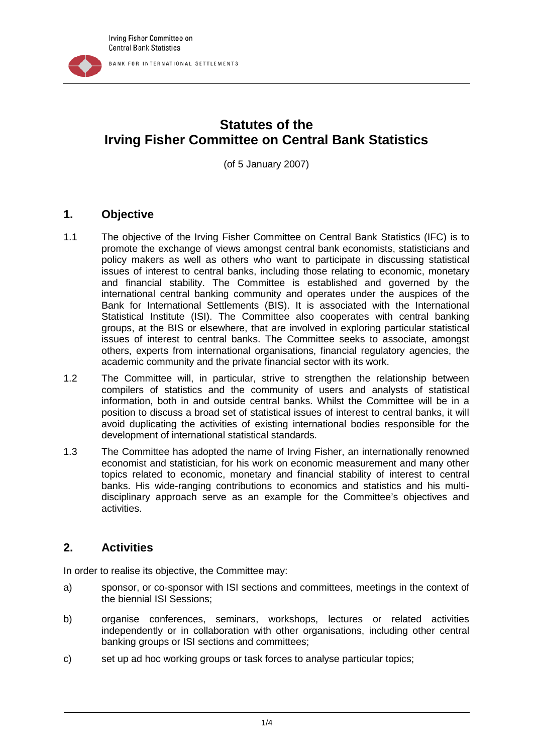# Statutes of the Irving Fisher Committee on Central Bank Statistics

(of 5 January 2007)

## 1. Objective

1.1 The objective of the Irving Fisher Committee on Central Bank Statistics (IFC) is to promote the exchange of views amongst central bank economists, statisticians and policy makers as well as others who want to participate in discussing statistical issues of interest to central banks, including those relating to economic, monetary and financial stability. The Committee is established and governed by the international central banking community and operates under the auspices of the Bank for International Settlements (BIS). It is associated with the International Statistical Institute (ISI). The Committee also cooperates with central banking groups, at the BIS or elsewhere, that are involved in exploring particular statistical issues of interest to central banks. The Committee seeks to associate, amongst others, experts from international organisations, financial regulatory agencies, the academic community and the private financial sector with its work.

1.2 The Committee will, in particular, strive to strengthen the relationship between compilers of statistics and the community of users and analysts of statistical information, both in and outside central banks. Whilst the Committee will be in a position to discuss a broad set of statistical issues of interest to central banks, it will avoid duplicating the activities of existing international bodies responsible for the development of international statistical standards.

1.3 The Committee has adopted the name of Irving Fisher, an internationally renowned economist and statistician, for his work on economic measurement and many other topics related to economic, monetary and financial stability of interest to central banks. His wide-ranging contributions to economics and statistics and his multi-disciplinary approach serve as an example for the Committee's objectives and activities.

## 2. Activities

In order to realise its objective, the Committee may:

a) sponsor, or co-sponsor with ISI sections and committees, meetings in the context of the biennial ISI Sessions;

b) organise conferences, seminars, workshops, lectures or related activities independently or in collaboration with other organisations, including other central banking groups or ISI sections and committees;

c) set up ad hoc working groups or task forces to analyse particular topics;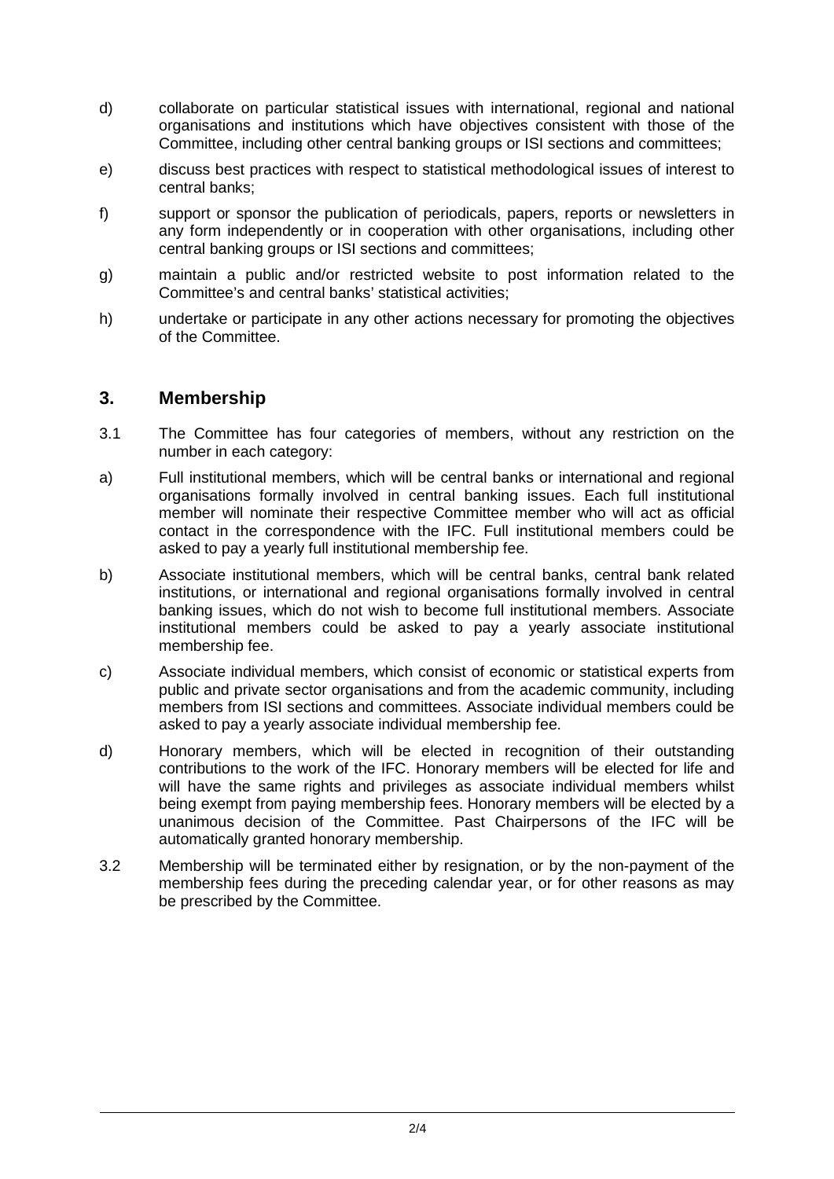d) collaborate on particular statistical issues with international, regional and national organisations and institutions which have objectives consistent with those of the Committee, including other central banking groups or ISI sections and committees;

e) discuss best practices with respect to statistical methodological issues of interest to central banks;

f) support or sponsor the publication of periodicals, papers, reports or newsletters in any form independently or in cooperation with other organisations, including other central banking groups or ISI sections and committees;

g) maintain a public and/or restricted website to post information related to the Committee's and central banks' statistical activities;

h) undertake or participate in any other actions necessary for promoting the objectives of the Committee.

## 3. Membership

3.1 The Committee has four categories of members, without any restriction on the number in each category:

a) Full institutional members, which will be central banks or international and regional organisations formally involved in central banking issues. Each full institutional member will nominate their respective Committee member who will act as official contact in the correspondence with the IFC. Full institutional members could be asked to pay a yearly full institutional membership fee.

b) Associate institutional members, which will be central banks, central bank related institutions, or international and regional organisations formally involved in central banking issues, which do not wish to become full institutional members. Associate institutional members could be asked to pay a yearly associate institutional membership fee.

c) Associate individual members, which consist of economic or statistical experts from public and private sector organisations and from the academic community, including members from ISI sections and committees. Associate individual members could be asked to pay a yearly associate individual membership fee.

d) Honorary members, which will be elected in recognition of their outstanding contributions to the work of the IFC. Honorary members will be elected for life and will have the same rights and privileges as associate individual members whilst being exempt from paying membership fees. Honorary members will be elected by a unanimous decision of the Committee. Past Chairpersons of the IFC will be automatically granted honorary membership.

3.2 Membership will be terminated either by resignation, or by the non-payment of the membership fees during the preceding calendar year, or for other reasons as may be prescribed by the Committee.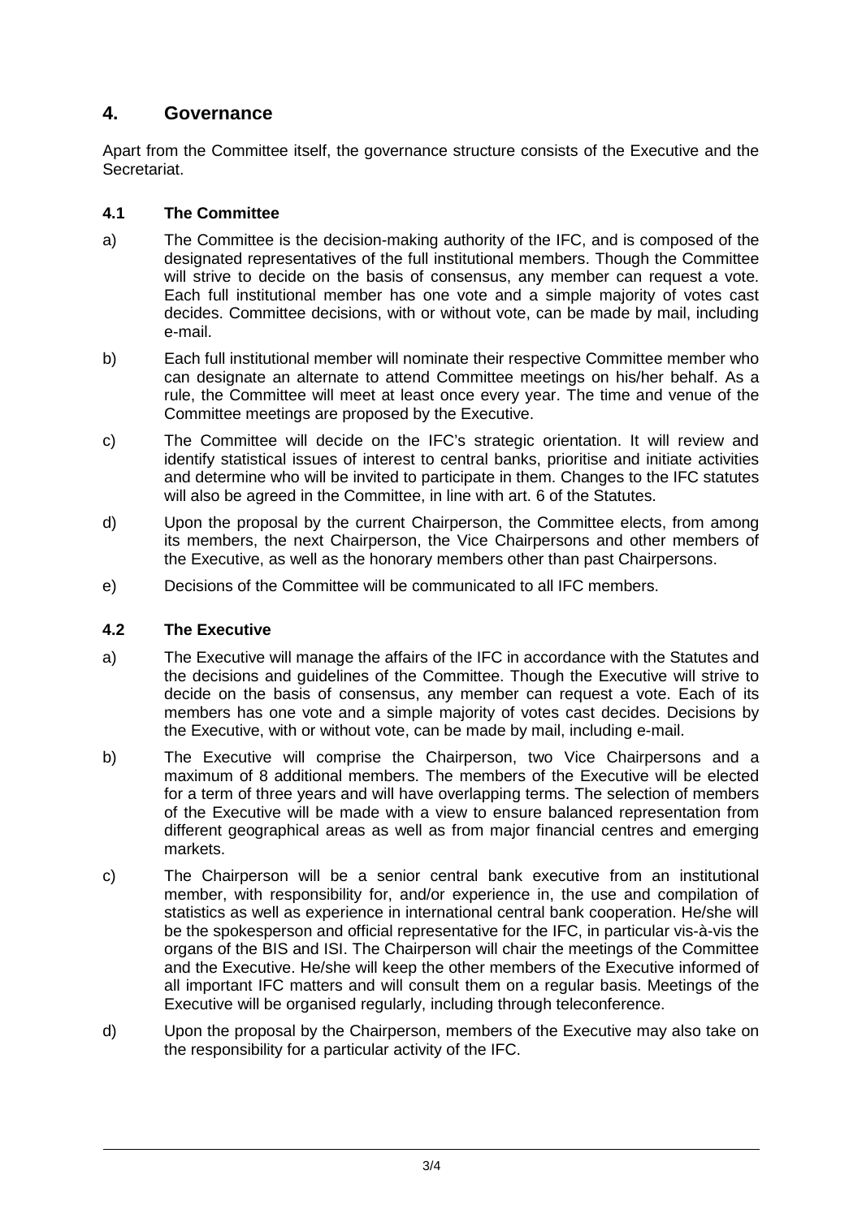## 4. Governance

Apart from the Committee itself, the governance structure consists of the Executive and the Secretariat.

### 4.1 The Committee

a) The Committee is the decision-making authority of the IFC, and is composed of the designated representatives of the full institutional members. Though the Committee will strive to decide on the basis of consensus, any member can request a vote. Each full institutional member has one vote and a simple majority of votes cast decides. Committee decisions, with or without vote, can be made by mail, including e-mail.

b) Each full institutional member will nominate their respective Committee member who can designate an alternate to attend Committee meetings on his/her behalf. As a rule, the Committee will meet at least once every year. The time and venue of the Committee meetings are proposed by the Executive.

c) The Committee will decide on the IFC's strategic orientation. It will review and identify statistical issues of interest to central banks, prioritise and initiate activities and determine who will be invited to participate in them. Changes to the IFC statutes will also be agreed in the Committee, in line with art. 6 of the Statutes.

d) Upon the proposal by the current Chairperson, the Committee elects, from among its members, the next Chairperson, the Vice Chairpersons and other members of the Executive, as well as the honorary members other than past Chairpersons.

e) Decisions of the Committee will be communicated to all IFC members.

### 4.2 The Executive

a) The Executive will manage the affairs of the IFC in accordance with the Statutes and the decisions and guidelines of the Committee. Though the Executive will strive to decide on the basis of consensus, any member can request a vote. Each of its members has one vote and a simple majority of votes cast decides. Decisions by the Executive, with or without vote, can be made by mail, including e-mail.

b) The Executive will comprise the Chairperson, two Vice Chairpersons and a maximum of 8 additional members. The members of the Executive will be elected for a term of three years and will have overlapping terms. The selection of members of the Executive will be made with a view to ensure balanced representation from different geographical areas as well as from major financial centres and emerging markets.

c) The Chairperson will be a senior central bank executive from an institutional member, with responsibility for, and/or experience in, the use and compilation of statistics as well as experience in international central bank cooperation. He/she will be the spokesperson and official representative for the IFC, in particular vis-à-vis the organs of the BIS and ISI. The Chairperson will chair the meetings of the Committee and the Executive. He/she will keep the other members of the Executive informed of all important IFC matters and will consult them on a regular basis. Meetings of the Executive will be organised regularly, including through teleconference.

d) Upon the proposal by the Chairperson, members of the Executive may also take on the responsibility for a particular activity of the IFC.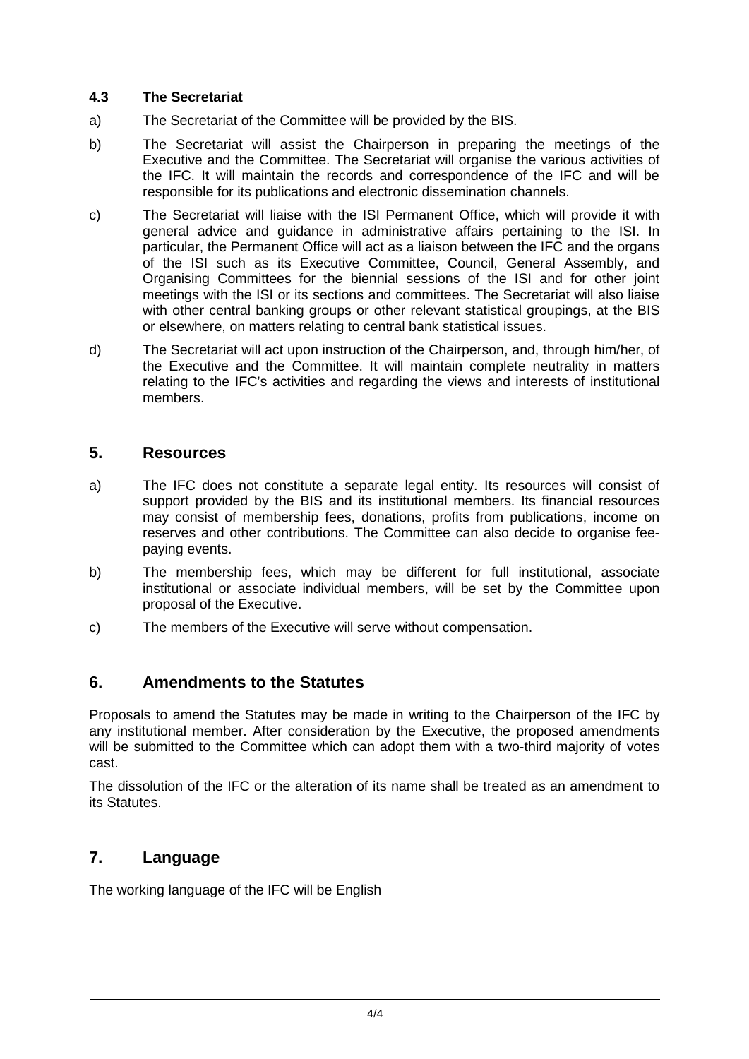### 4.3 The Secretariat

a) The Secretariat of the Committee will be provided by the BIS.

b) The Secretariat will assist the Chairperson in preparing the meetings of the Executive and the Committee. The Secretariat will organise the various activities of the IFC. It will maintain the records and correspondence of the IFC and will be responsible for its publications and electronic dissemination channels.

c) The Secretariat will liaise with the ISI Permanent Office, which will provide it with general advice and guidance in administrative affairs pertaining to the ISI. In particular, the Permanent Office will act as a liaison between the IFC and the organs of the ISI such as its Executive Committee, Council, General Assembly, and Organising Committees for the biennial sessions of the ISI and for other joint meetings with the ISI or its sections and committees. The Secretariat will also liaise with other central banking groups or other relevant statistical groupings, at the BIS or elsewhere, on matters relating to central bank statistical issues.

d) The Secretariat will act upon instruction of the Chairperson, and, through him/her, of the Executive and the Committee. It will maintain complete neutrality in matters relating to the IFC's activities and regarding the views and interests of institutional members.

## 5. Resources

a) The IFC does not constitute a separate legal entity. Its resources will consist of support provided by the BIS and its institutional members. Its financial resources may consist of membership fees, donations, profits from publications, income on reserves and other contributions. The Committee can also decide to organise fee-paying events.

b) The membership fees, which may be different for full institutional, associate institutional or associate individual members, will be set by the Committee upon proposal of the Executive.

c) The members of the Executive will serve without compensation.

## 6. Amendments to the Statutes

Proposals to amend the Statutes may be made in writing to the Chairperson of the IFC by any institutional member. After consideration by the Executive, the proposed amendments will be submitted to the Committee which can adopt them with a two-third majority of votes cast.

The dissolution of the IFC or the alteration of its name shall be treated as an amendment to its Statutes.

## 7. Language

The working language of the IFC will be English